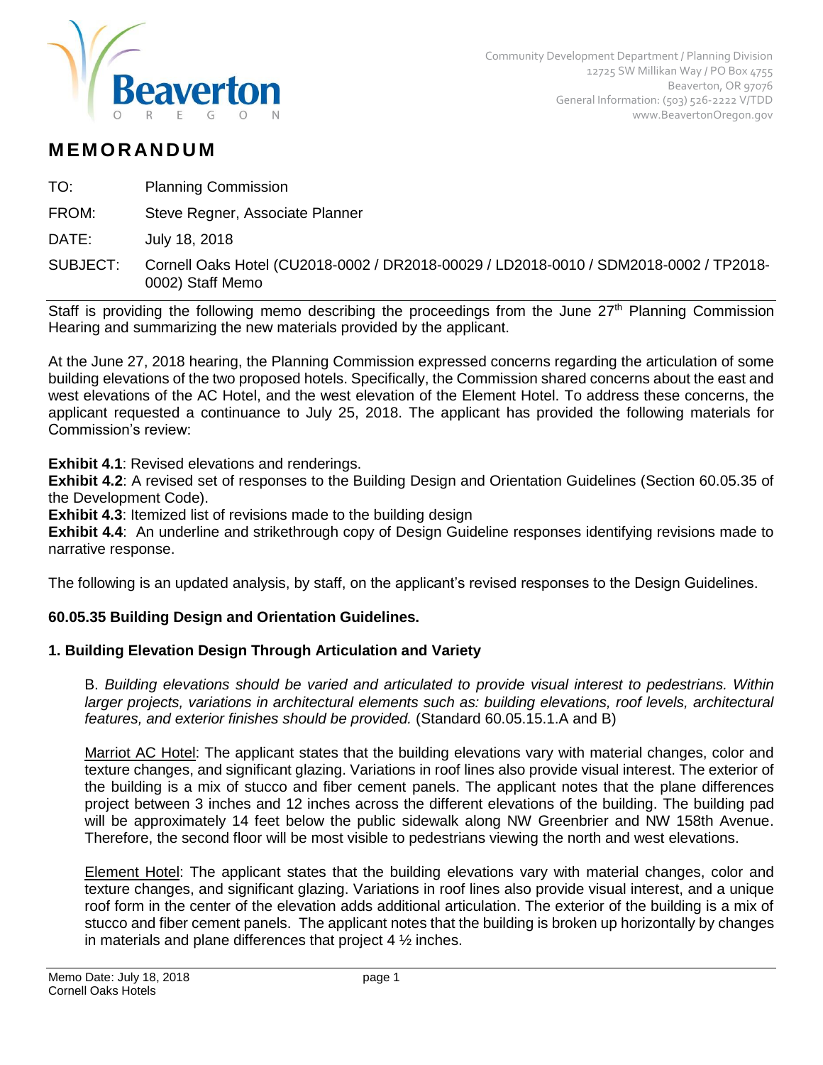Community Development Department / Planning Division
12725 SW Millikan Way / PO Box 4755
Beaverton, OR 97076
General Information: (503) 526-2222 V/TDD
www.BeavertonOregon.gov

# MEMORANDUM

TO: Planning Commission

FROM: Steve Regner, Associate Planner

DATE: July 18, 2018

SUBJECT: Cornell Oaks Hotel (CU2018-0002 / DR2018-00029 / LD2018-0010 / SDM2018-0002 / TP2018-0002) Staff Memo

Staff is providing the following memo describing the proceedings from the June 27th Planning Commission Hearing and summarizing the new materials provided by the applicant.

At the June 27, 2018 hearing, the Planning Commission expressed concerns regarding the articulation of some building elevations of the two proposed hotels. Specifically, the Commission shared concerns about the east and west elevations of the AC Hotel, and the west elevation of the Element Hotel. To address these concerns, the applicant requested a continuance to July 25, 2018. The applicant has provided the following materials for Commission's review:

**Exhibit 4.1**: Revised elevations and renderings.
**Exhibit 4.2**: A revised set of responses to the Building Design and Orientation Guidelines (Section 60.05.35 of the Development Code).
**Exhibit 4.3**: Itemized list of revisions made to the building design
**Exhibit 4.4**: An underline and strikethrough copy of Design Guideline responses identifying revisions made to narrative response.

The following is an updated analysis, by staff, on the applicant's revised responses to the Design Guidelines.

### 60.05.35 Building Design and Orientation Guidelines.

### 1. Building Elevation Design Through Articulation and Variety

B. *Building elevations should be varied and articulated to provide visual interest to pedestrians. Within larger projects, variations in architectural elements such as: building elevations, roof levels, architectural features, and exterior finishes should be provided.* (Standard 60.05.15.1.A and B)

<u>Marriot AC Hotel</u>: The applicant states that the building elevations vary with material changes, color and texture changes, and significant glazing. Variations in roof lines also provide visual interest. The exterior of the building is a mix of stucco and fiber cement panels. The applicant notes that the plane differences project between 3 inches and 12 inches across the different elevations of the building. The building pad will be approximately 14 feet below the public sidewalk along NW Greenbrier and NW 158th Avenue. Therefore, the second floor will be most visible to pedestrians viewing the north and west elevations.

<u>Element Hotel</u>: The applicant states that the building elevations vary with material changes, color and texture changes, and significant glazing. Variations in roof lines also provide visual interest, and a unique roof form in the center of the elevation adds additional articulation. The exterior of the building is a mix of stucco and fiber cement panels. The applicant notes that the building is broken up horizontally by changes in materials and plane differences that project 4 ½ inches.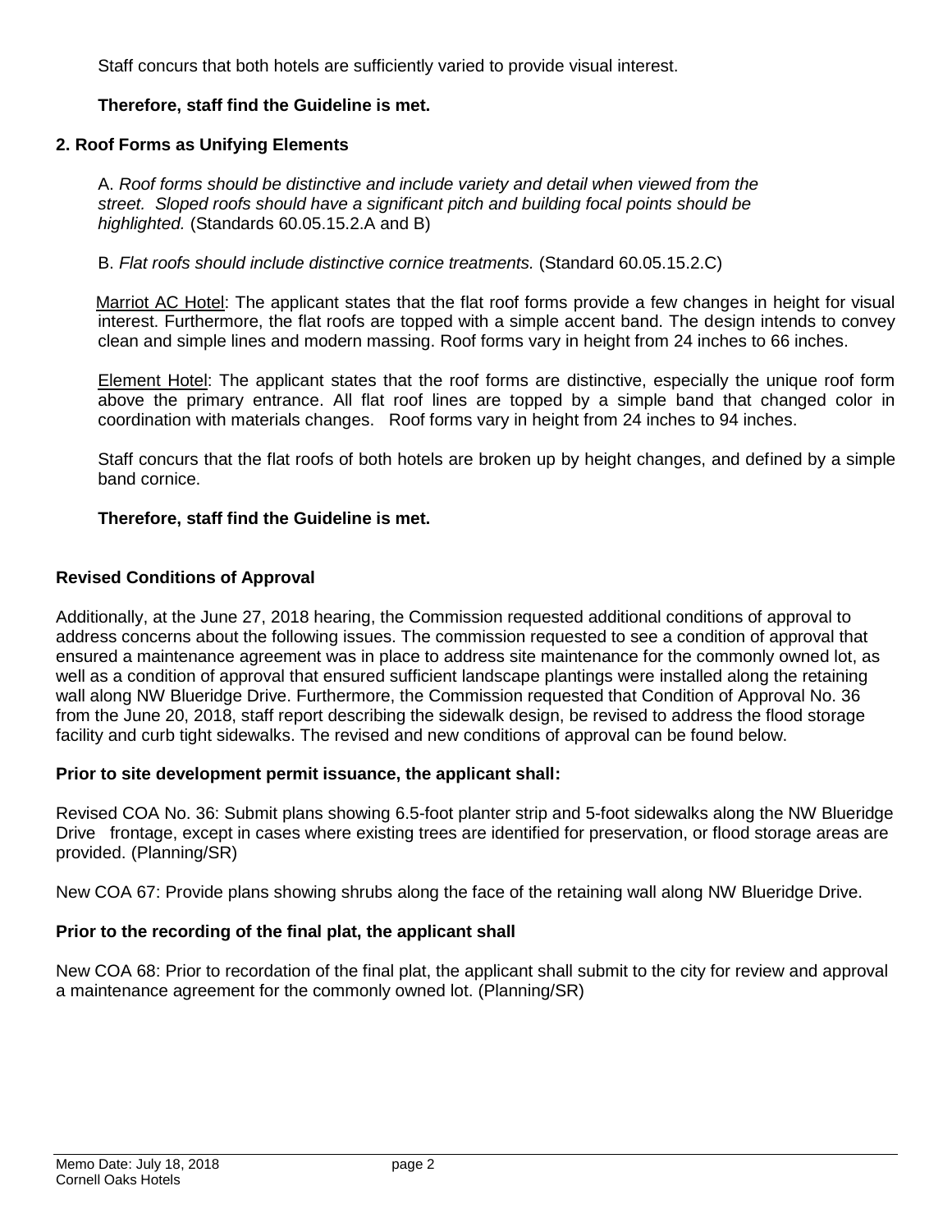Staff concurs that both hotels are sufficiently varied to provide visual interest.

**Therefore, staff find the Guideline is met.**

**2. Roof Forms as Unifying Elements**

A. *Roof forms should be distinctive and include variety and detail when viewed from the street. Sloped roofs should have a significant pitch and building focal points should be highlighted.* (Standards 60.05.15.2.A and B)

B. *Flat roofs should include distinctive cornice treatments.* (Standard 60.05.15.2.C)

Marriot AC Hotel: The applicant states that the flat roof forms provide a few changes in height for visual interest. Furthermore, the flat roofs are topped with a simple accent band. The design intends to convey clean and simple lines and modern massing. Roof forms vary in height from 24 inches to 66 inches.

Element Hotel: The applicant states that the roof forms are distinctive, especially the unique roof form above the primary entrance. All flat roof lines are topped by a simple band that changed color in coordination with materials changes. Roof forms vary in height from 24 inches to 94 inches.

Staff concurs that the flat roofs of both hotels are broken up by height changes, and defined by a simple band cornice.

**Therefore, staff find the Guideline is met.**

**Revised Conditions of Approval**

Additionally, at the June 27, 2018 hearing, the Commission requested additional conditions of approval to address concerns about the following issues. The commission requested to see a condition of approval that ensured a maintenance agreement was in place to address site maintenance for the commonly owned lot, as well as a condition of approval that ensured sufficient landscape plantings were installed along the retaining wall along NW Blueridge Drive. Furthermore, the Commission requested that Condition of Approval No. 36 from the June 20, 2018, staff report describing the sidewalk design, be revised to address the flood storage facility and curb tight sidewalks. The revised and new conditions of approval can be found below.

**Prior to site development permit issuance, the applicant shall:**

Revised COA No. 36: Submit plans showing 6.5-foot planter strip and 5-foot sidewalks along the NW Blueridge Drive frontage, except in cases where existing trees are identified for preservation, or flood storage areas are provided. (Planning/SR)

New COA 67: Provide plans showing shrubs along the face of the retaining wall along NW Blueridge Drive.

**Prior to the recording of the final plat, the applicant shall**

New COA 68: Prior to recordation of the final plat, the applicant shall submit to the city for review and approval a maintenance agreement for the commonly owned lot. (Planning/SR)